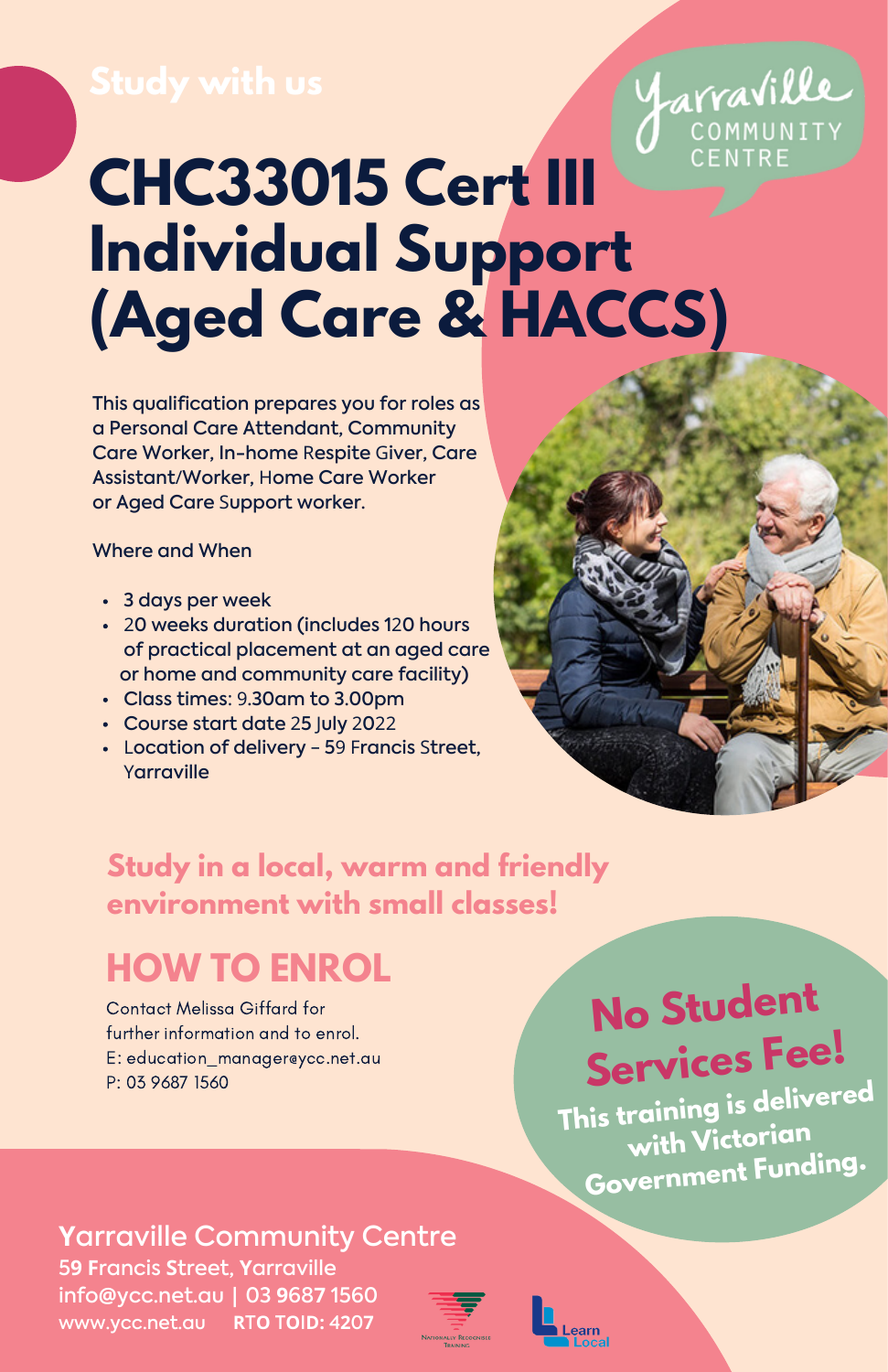Study with us

Yarraville COMMUNITY CENTRE

# CHC33015 Cert III Individual Support (Aged Care & HACCS)

This qualification prepares you for roles as a Personal Care Attendant, Community Care Worker, In-home Respite Giver, Care Assistant/Worker, Home Care Worker or Aged Care Support worker.

Where and When

- 3 days per week
- 20 weeks duration (includes 120 hours of practical placement at an aged care or home and community care facility)
- Class times: 9.30am to 3.00pm
- Course start date 25 July 2022
- Location of delivery - 59 Francis Street, Yarraville

**Study in a local, warm and friendly environment with small classes!**

## HOW TO ENROL

Contact Melissa Giffard for further information and to enrol.
E: education_manager@ycc.net.au
P: 03 9687 1560

**No Student Services Fee!**

**This training is delivered with Victorian Government Funding.**

**Yarraville Community Centre**
59 Francis Street, Yarraville
info@ycc.net.au | 03 9687 1560
www.ycc.net.au RTO TOID: 4207

Nationally Recognised Training

Learn Local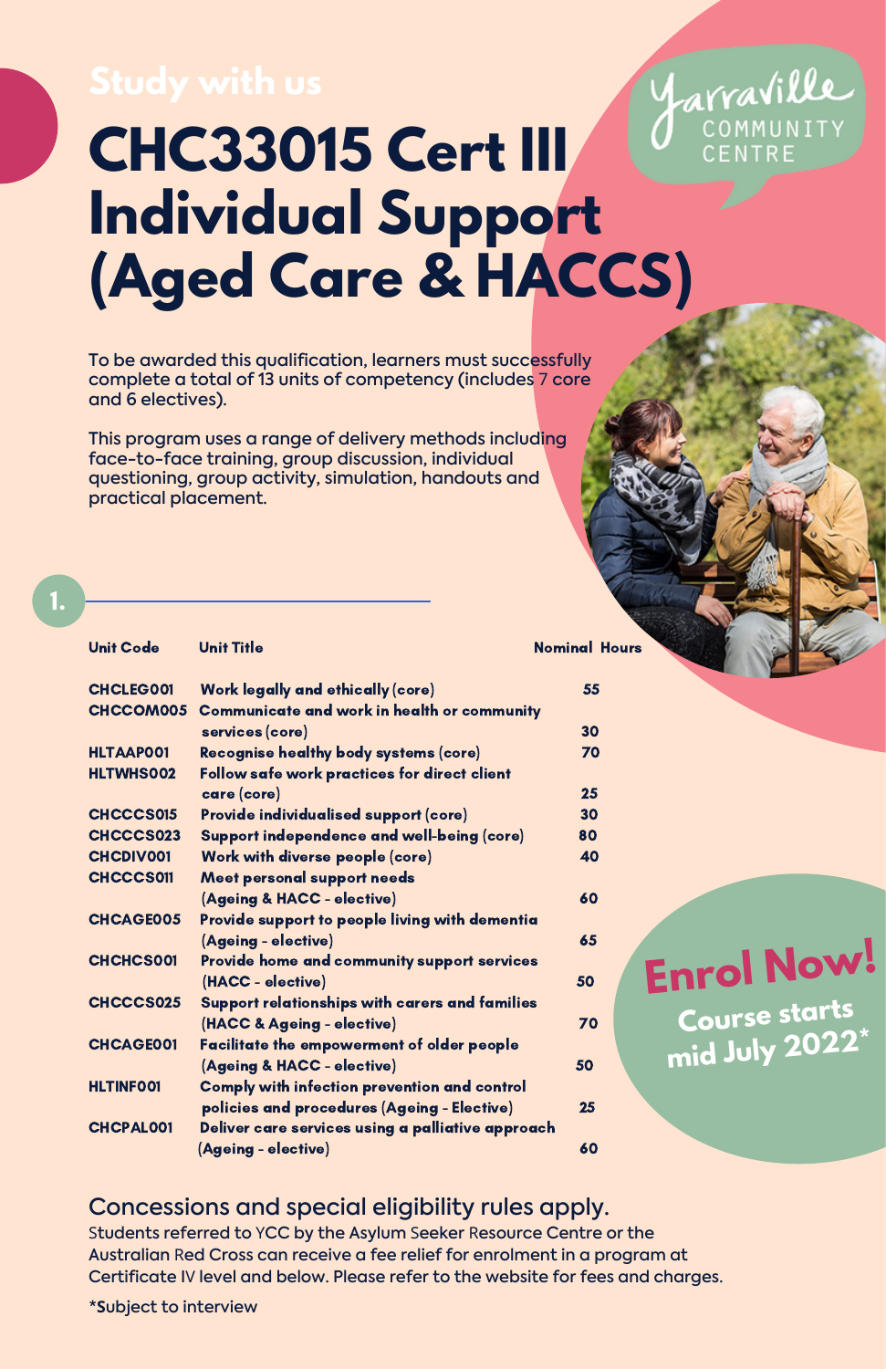Study with us

# CHC33015 Cert III Individual Support (Aged Care & HACCS)

Yarraville COMMUNITY CENTRE

To be awarded this qualification, learners must successfully complete a total of 13 units of competency (includes 7 core and 6 electives).

This program uses a range of delivery methods including face-to-face training, group discussion, individual questioning, group activity, simulation, handouts and practical placement.

1.

| Unit Code | Unit Title | Nominal Hours |
|---|---|---|
| **CHCLEG001** | **Work legally and ethically (core)** | **55** |
| **CHCCOM005** | **Communicate and work in health or community services (core)** | **30** |
| **HLTAAP001** | **Recognise healthy body systems (core)** | **70** |
| **HLTWHS002** | **Follow safe work practices for direct client care (core)** | **25** |
| **CHCCCS015** | **Provide individualised support (core)** | **30** |
| **CHCCCS023** | **Support independence and well-being (core)** | **80** |
| **CHCDIV001** | **Work with diverse people (core)** | **40** |
| **CHCCCS011** | **Meet personal support needs (Ageing & HACC - elective)** | **60** |
| **CHCAGE005** | **Provide support to people living with dementia (Ageing - elective)** | **65** |
| **CHCHCS001** | **Provide home and community support services (HACC - elective)** | **50** |
| **CHCCCS025** | **Support relationships with carers and families (HACC & Ageing - elective)** | **70** |
| **CHCAGE001** | **Facilitate the empowerment of older people (Ageing & HACC - elective)** | **50** |
| **HLTINF001** | **Comply with infection prevention and control policies and procedures (Ageing - Elective)** | **25** |
| **CHCPAL001** | **Deliver care services using a palliative approach (Ageing - elective)** | **60** |

**Enrol Now!**
**Course starts mid July 2022***

## Concessions and special eligibility rules apply.

Students referred to YCC by the Asylum Seeker Resource Centre or the Australian Red Cross can receive a fee relief for enrolment in a program at Certificate IV level and below. Please refer to the website for fees and charges.

*Subject to interview